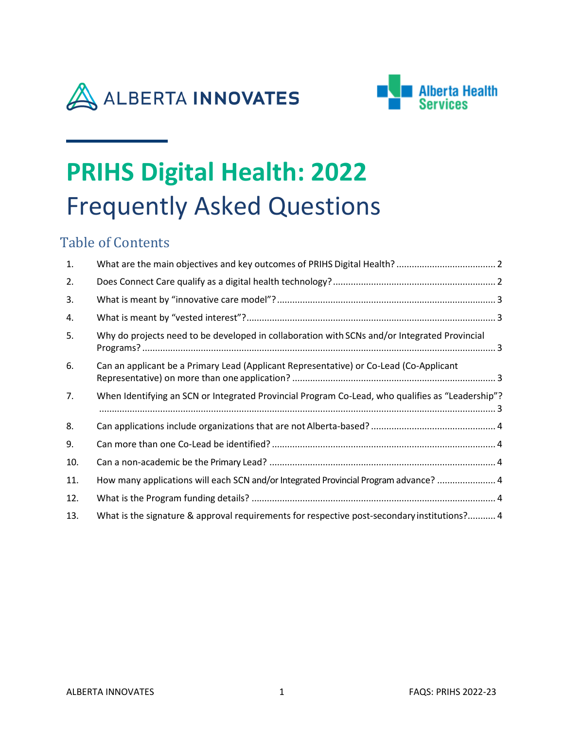ALBERTA INNOVATES

Alberta Health Services

# PRIHS Digital Health: 2022
# Frequently Asked Questions

## Table of Contents

1. What are the main objectives and key outcomes of PRIHS Digital Health? ....................................... 2
2. Does Connect Care qualify as a digital health technology? ................................................................. 2
3. What is meant by “innovative care model”? ..................................................................................... 3
4. What is meant by “vested interest”? ................................................................................................. 3
5. Why do projects need to be developed in collaboration with SCNs and/or Integrated Provincial Programs? ........................................................................................................................................... 3
6. Can an applicant be a Primary Lead (Applicant Representative) or Co-Lead (Co-Applicant Representative) on more than one application? ................................................................................ 3
7. When Identifying an SCN or Integrated Provincial Program Co-Lead, who qualifies as “Leadership”? ............................................................................................................................................................. 3
8. Can applications include organizations that are not Alberta-based? ................................................. 4
9. Can more than one Co-Lead be identified? ........................................................................................ 4
10. Can a non-academic be the Primary Lead? ......................................................................................... 4
11. How many applications will each SCN and/or Integrated Provincial Program advance? ...................... 4
12. What is the Program funding details? ............................................................................................... 4
13. What is the signature & approval requirements for respective post-secondary institutions?........... 4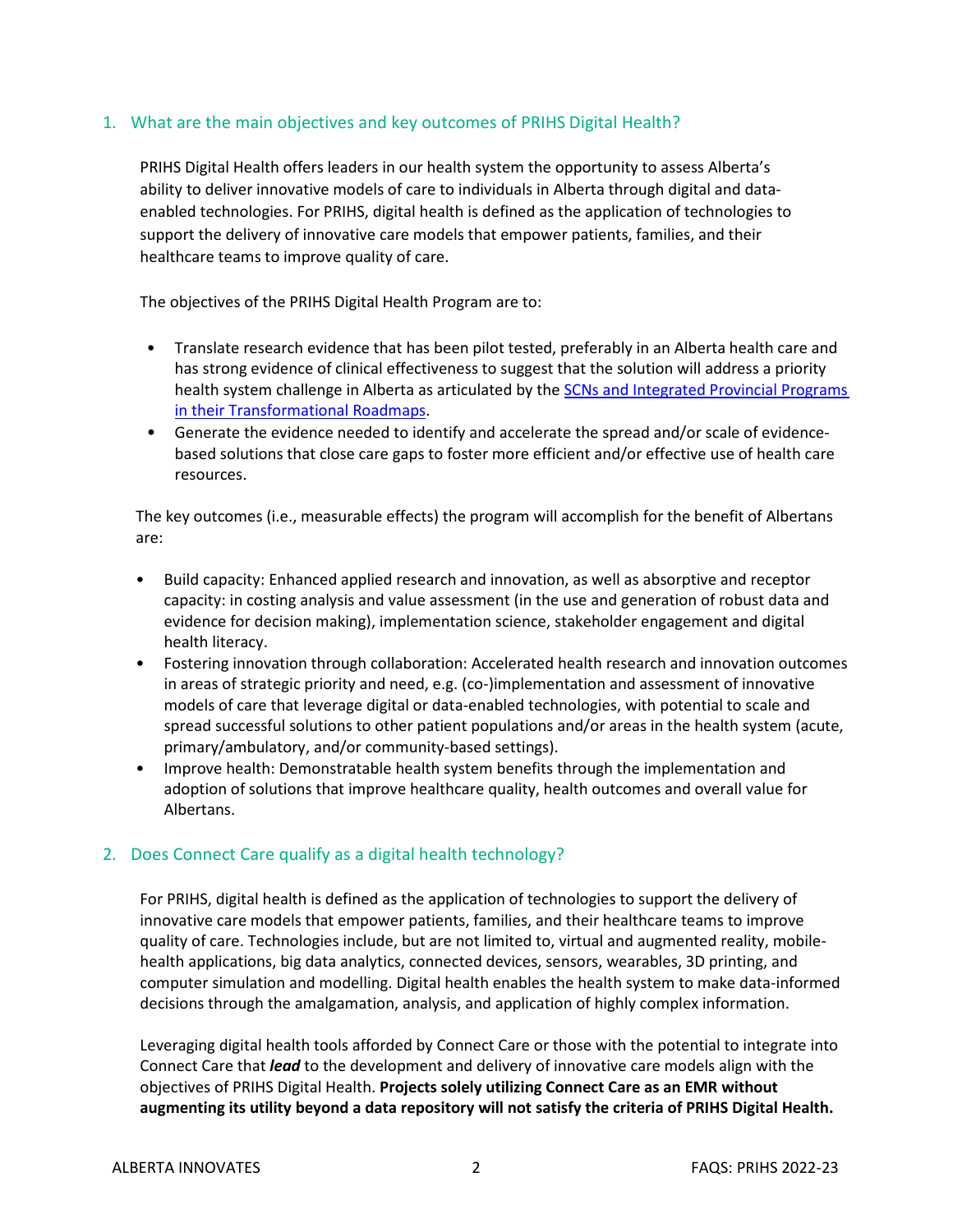## 1. What are the main objectives and key outcomes of PRIHS Digital Health?

PRIHS Digital Health offers leaders in our health system the opportunity to assess Alberta's ability to deliver innovative models of care to individuals in Alberta through digital and data-enabled technologies. For PRIHS, digital health is defined as the application of technologies to support the delivery of innovative care models that empower patients, families, and their healthcare teams to improve quality of care.

The objectives of the PRIHS Digital Health Program are to:

- Translate research evidence that has been pilot tested, preferably in an Alberta health care and has strong evidence of clinical effectiveness to suggest that the solution will address a priority health system challenge in Alberta as articulated by the [SCNs and Integrated Provincial Programs in their Transformational Roadmaps](#).
- Generate the evidence needed to identify and accelerate the spread and/or scale of evidence-based solutions that close care gaps to foster more efficient and/or effective use of health care resources.

The key outcomes (i.e., measurable effects) the program will accomplish for the benefit of Albertans are:

- Build capacity: Enhanced applied research and innovation, as well as absorptive and receptor capacity: in costing analysis and value assessment (in the use and generation of robust data and evidence for decision making), implementation science, stakeholder engagement and digital health literacy.
- Fostering innovation through collaboration: Accelerated health research and innovation outcomes in areas of strategic priority and need, e.g. (co-)implementation and assessment of innovative models of care that leverage digital or data-enabled technologies, with potential to scale and spread successful solutions to other patient populations and/or areas in the health system (acute, primary/ambulatory, and/or community-based settings).
- Improve health: Demonstratable health system benefits through the implementation and adoption of solutions that improve healthcare quality, health outcomes and overall value for Albertans.

## 2. Does Connect Care qualify as a digital health technology?

For PRIHS, digital health is defined as the application of technologies to support the delivery of innovative care models that empower patients, families, and their healthcare teams to improve quality of care. Technologies include, but are not limited to, virtual and augmented reality, mobile-health applications, big data analytics, connected devices, sensors, wearables, 3D printing, and computer simulation and modelling. Digital health enables the health system to make data-informed decisions through the amalgamation, analysis, and application of highly complex information.

Leveraging digital health tools afforded by Connect Care or those with the potential to integrate into Connect Care that ***lead*** to the development and delivery of innovative care models align with the objectives of PRIHS Digital Health. **Projects solely utilizing Connect Care as an EMR without augmenting its utility beyond a data repository will not satisfy the criteria of PRIHS Digital Health.**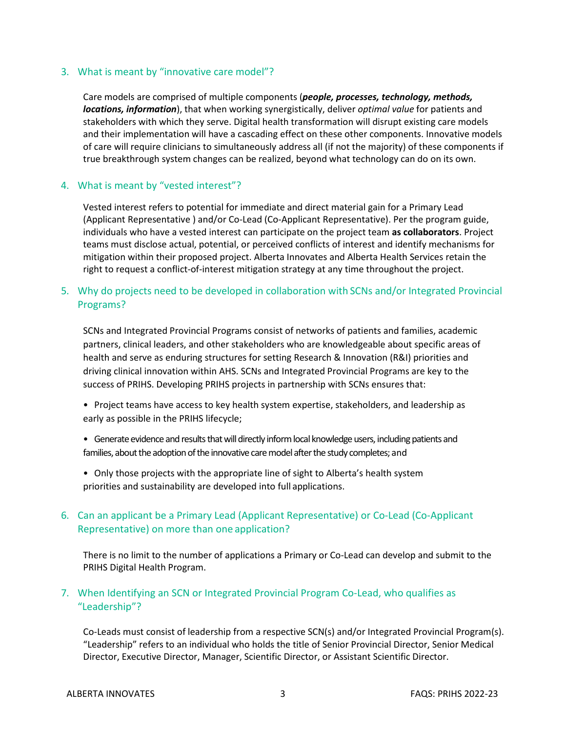## 3. What is meant by "innovative care model"?

Care models are comprised of multiple components (***people, processes, technology, methods, locations, information***), that when working synergistically, deliver *optimal value* for patients and stakeholders with which they serve. Digital health transformation will disrupt existing care models and their implementation will have a cascading effect on these other components. Innovative models of care will require clinicians to simultaneously address all (if not the majority) of these components if true breakthrough system changes can be realized, beyond what technology can do on its own.

## 4. What is meant by "vested interest"?

Vested interest refers to potential for immediate and direct material gain for a Primary Lead (Applicant Representative ) and/or Co-Lead (Co-Applicant Representative). Per the program guide, individuals who have a vested interest can participate on the project team **as collaborators**. Project teams must disclose actual, potential, or perceived conflicts of interest and identify mechanisms for mitigation within their proposed project. Alberta Innovates and Alberta Health Services retain the right to request a conflict-of-interest mitigation strategy at any time throughout the project.

## 5. Why do projects need to be developed in collaboration with SCNs and/or Integrated Provincial Programs?

SCNs and Integrated Provincial Programs consist of networks of patients and families, academic partners, clinical leaders, and other stakeholders who are knowledgeable about specific areas of health and serve as enduring structures for setting Research & Innovation (R&I) priorities and driving clinical innovation within AHS. SCNs and Integrated Provincial Programs are key to the success of PRIHS. Developing PRIHS projects in partnership with SCNs ensures that:

- Project teams have access to key health system expertise, stakeholders, and leadership as early as possible in the PRIHS lifecycle;
- Generate evidence and results that will directly inform local knowledge users, including patients and families, about the adoption of the innovative care model after the study completes; and
- Only those projects with the appropriate line of sight to Alberta's health system priorities and sustainability are developed into full applications.

## 6. Can an applicant be a Primary Lead (Applicant Representative) or Co-Lead (Co-Applicant Representative) on more than one application?

There is no limit to the number of applications a Primary or Co-Lead can develop and submit to the PRIHS Digital Health Program.

## 7. When Identifying an SCN or Integrated Provincial Program Co-Lead, who qualifies as "Leadership"?

Co-Leads must consist of leadership from a respective SCN(s) and/or Integrated Provincial Program(s). "Leadership" refers to an individual who holds the title of Senior Provincial Director, Senior Medical Director, Executive Director, Manager, Scientific Director, or Assistant Scientific Director.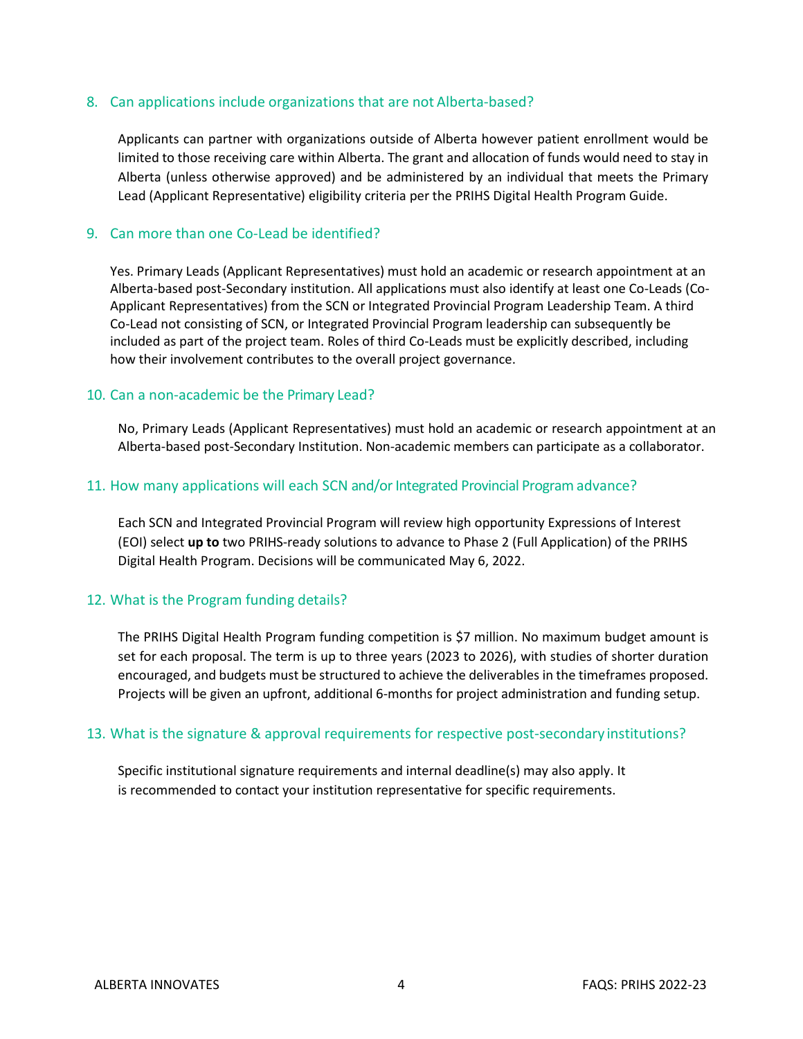## 8. Can applications include organizations that are not Alberta-based?

Applicants can partner with organizations outside of Alberta however patient enrollment would be limited to those receiving care within Alberta. The grant and allocation of funds would need to stay in Alberta (unless otherwise approved) and be administered by an individual that meets the Primary Lead (Applicant Representative) eligibility criteria per the PRIHS Digital Health Program Guide.

## 9. Can more than one Co-Lead be identified?

Yes. Primary Leads (Applicant Representatives) must hold an academic or research appointment at an Alberta-based post-Secondary institution. All applications must also identify at least one Co-Leads (Co-Applicant Representatives) from the SCN or Integrated Provincial Program Leadership Team. A third Co-Lead not consisting of SCN, or Integrated Provincial Program leadership can subsequently be included as part of the project team. Roles of third Co-Leads must be explicitly described, including how their involvement contributes to the overall project governance.

## 10. Can a non-academic be the Primary Lead?

No, Primary Leads (Applicant Representatives) must hold an academic or research appointment at an Alberta-based post-Secondary Institution. Non-academic members can participate as a collaborator.

## 11. How many applications will each SCN and/or Integrated Provincial Program advance?

Each SCN and Integrated Provincial Program will review high opportunity Expressions of Interest (EOI) select **up to** two PRIHS-ready solutions to advance to Phase 2 (Full Application) of the PRIHS Digital Health Program. Decisions will be communicated May 6, 2022.

## 12. What is the Program funding details?

The PRIHS Digital Health Program funding competition is $7 million. No maximum budget amount is set for each proposal. The term is up to three years (2023 to 2026), with studies of shorter duration encouraged, and budgets must be structured to achieve the deliverables in the timeframes proposed. Projects will be given an upfront, additional 6-months for project administration and funding setup.

## 13. What is the signature & approval requirements for respective post-secondary institutions?

Specific institutional signature requirements and internal deadline(s) may also apply. It is recommended to contact your institution representative for specific requirements.